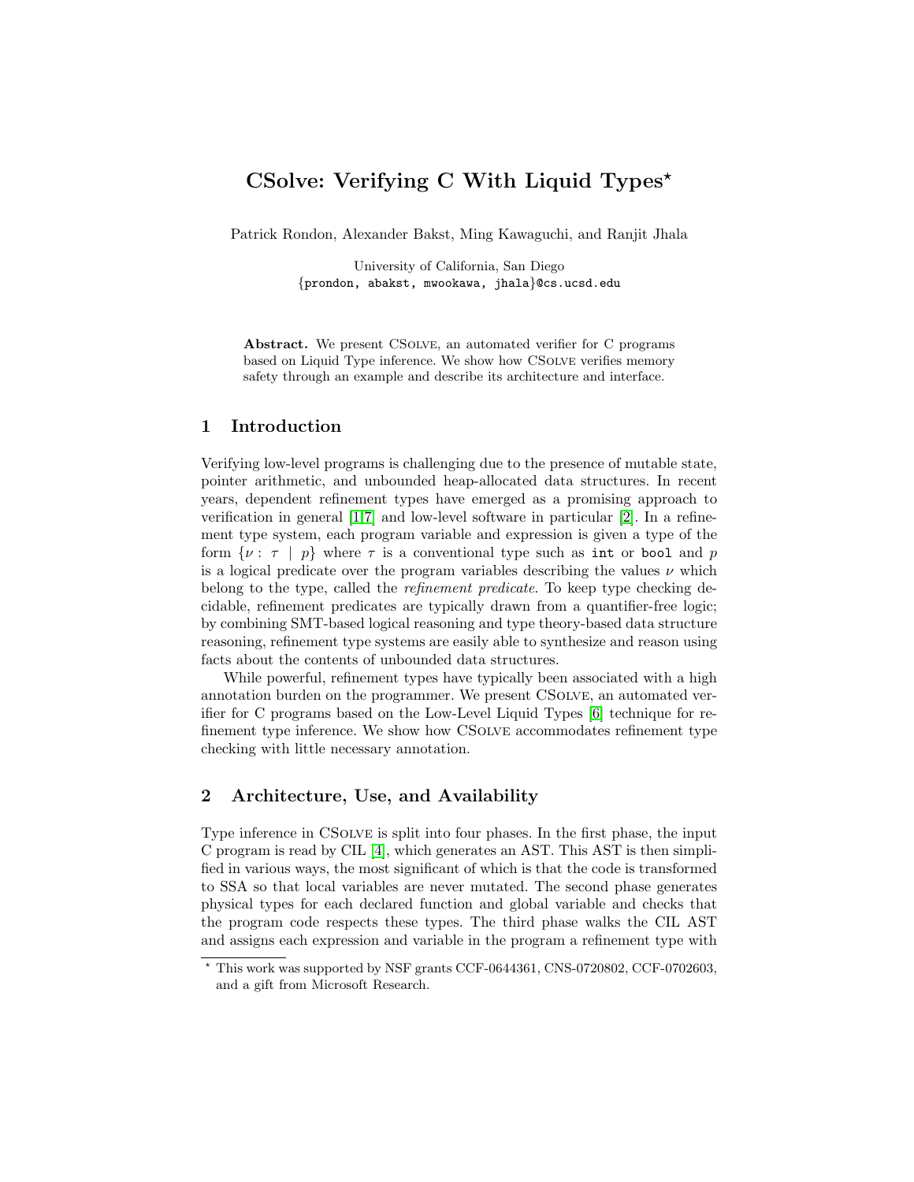# CSolve: Verifying C With Liquid Types*

Patrick Rondon, Alexander Bakst, Ming Kawaguchi, and Ranjit Jhala

University of California, San Diego
{prondon, abakst, mwookawa, jhala}@cs.ucsd.edu

**Abstract.** We present CSolve, an automated verifier for C programs based on Liquid Type inference. We show how CSolve verifies memory safety through an example and describe its architecture and interface.

## 1 Introduction

Verifying low-level programs is challenging due to the presence of mutable state, pointer arithmetic, and unbounded heap-allocated data structures. In recent years, dependent refinement types have emerged as a promising approach to verification in general [1,7] and low-level software in particular [2]. In a refinement type system, each program variable and expression is given a type of the form $\{\nu : \tau \mid p\}$ where $\tau$ is a conventional type such as `int` or `bool` and $p$ is a logical predicate over the program variables describing the values $\nu$ which belong to the type, called the *refinement predicate*. To keep type checking decidable, refinement predicates are typically drawn from a quantifier-free logic; by combining SMT-based logical reasoning and type theory-based data structure reasoning, refinement type systems are easily able to synthesize and reason using facts about the contents of unbounded data structures.

While powerful, refinement types have typically been associated with a high annotation burden on the programmer. We present CSolve, an automated verifier for C programs based on the Low-Level Liquid Types [6] technique for refinement type inference. We show how CSolve accommodates refinement type checking with little necessary annotation.

## 2 Architecture, Use, and Availability

Type inference in CSolve is split into four phases. In the first phase, the input C program is read by CIL [4], which generates an AST. This AST is then simplified in various ways, the most significant of which is that the code is transformed to SSA so that local variables are never mutated. The second phase generates physical types for each declared function and global variable and checks that the program code respects these types. The third phase walks the CIL AST and assigns each expression and variable in the program a refinement type with

* This work was supported by NSF grants CCF-0644361, CNS-0720802, CCF-0702603, and a gift from Microsoft Research.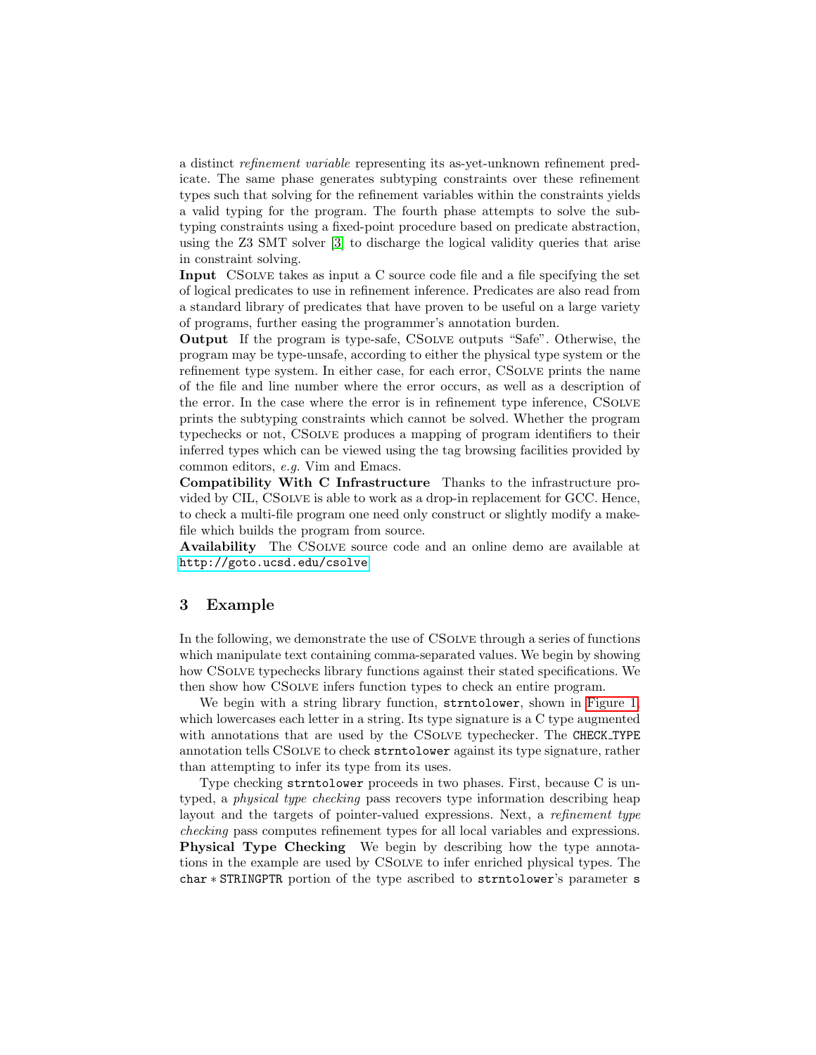a distinct *refinement variable* representing its as-yet-unknown refinement predicate. The same phase generates subtyping constraints over these refinement types such that solving for the refinement variables within the constraints yields a valid typing for the program. The fourth phase attempts to solve the subtyping constraints using a fixed-point procedure based on predicate abstraction, using the Z3 SMT solver [3] to discharge the logical validity queries that arise in constraint solving.

**Input** CSolve takes as input a C source code file and a file specifying the set of logical predicates to use in refinement inference. Predicates are also read from a standard library of predicates that have proven to be useful on a large variety of programs, further easing the programmer's annotation burden.

**Output** If the program is type-safe, CSolve outputs "Safe". Otherwise, the program may be type-unsafe, according to either the physical type system or the refinement type system. In either case, for each error, CSolve prints the name of the file and line number where the error occurs, as well as a description of the error. In the case where the error is in refinement type inference, CSolve prints the subtyping constraints which cannot be solved. Whether the program typechecks or not, CSolve produces a mapping of program identifiers to their inferred types which can be viewed using the tag browsing facilities provided by common editors, *e.g.* Vim and Emacs.

**Compatibility With C Infrastructure** Thanks to the infrastructure provided by CIL, CSolve is able to work as a drop-in replacement for GCC. Hence, to check a multi-file program one need only construct or slightly modify a makefile which builds the program from source.

**Availability** The CSolve source code and an online demo are available at `http://goto.ucsd.edu/csolve`

## 3 Example

In the following, we demonstrate the use of CSolve through a series of functions which manipulate text containing comma-separated values. We begin by showing how CSolve typechecks library functions against their stated specifications. We then show how CSolve infers function types to check an entire program.

We begin with a string library function, `strntolower`, shown in Figure 1, which lowercases each letter in a string. Its type signature is a C type augmented with annotations that are used by the CSolve typechecker. The `CHECK_TYPE` annotation tells CSolve to check `strntolower` against its type signature, rather than attempting to infer its type from its uses.

Type checking `strntolower` proceeds in two phases. First, because C is untyped, a *physical type checking* pass recovers type information describing heap layout and the targets of pointer-valued expressions. Next, a *refinement type checking* pass computes refinement types for all local variables and expressions.

**Physical Type Checking** We begin by describing how the type annotations in the example are used by CSolve to infer enriched physical types. The `char * STRINGPTR` portion of the type ascribed to `strntolower`'s parameter `s`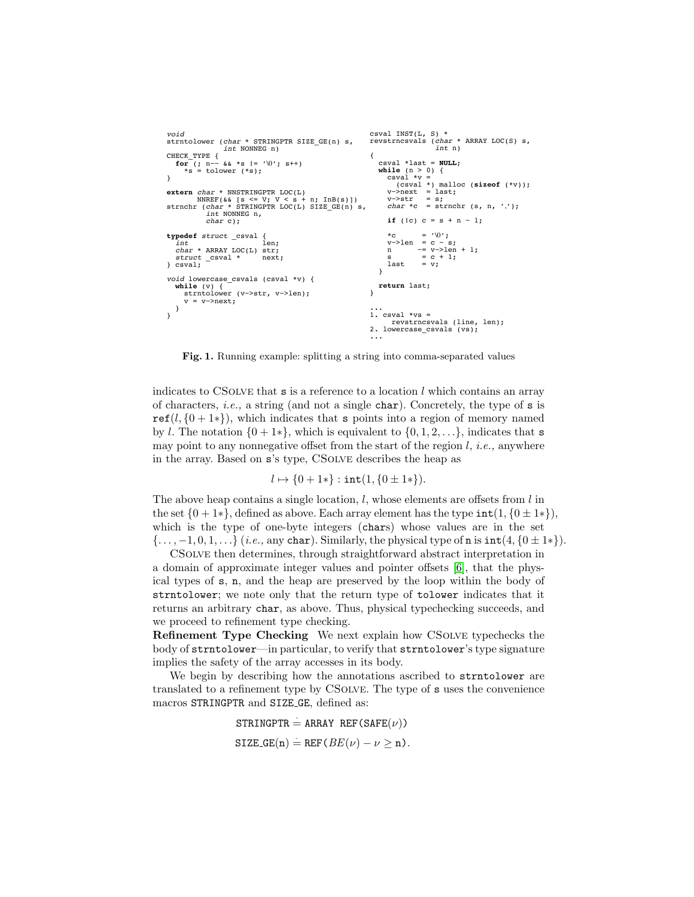```c
void
strntolower (char * STRINGPTR SIZE_GE(n) s,
             int NONNEG n)
CHECK_TYPE {
  for (; n-- && *s != '\0'; s++)
    *s = tolower (*s);
}

extern char * NNSTRINGPTR LOC(L)
       NNREF(&& [s <= V; V < s + n; InB(s)])
strnchr (char * STRINGPTR LOC(L) SIZE_GE(n) s,
         int NONNEG n,
         char c);

typedef struct _csval {
  int              len;
  char * ARRAY LOC(L) str;
  struct _csval *     next;
} csval;

void lowercase_csvals (csval *v) {
  while (v) {
    strntolower (v->str, v->len);
    v = v->next;
  }
}
```

```c
csval INST(L, S) *
revstrncsvals (char * ARRAY LOC(S) s,
               int n)
{
  csval *last = NULL;
  while (n > 0) {
    csval *v =
      (csval *) malloc (sizeof (*v));
    v->next  = last;
    v->str   = s;
    char *c  = strnchr (s, n, '.');

    if (!c) c = s + n - 1;

    *c      = '\0';
    v->len  = c - s;
    n      -= v->len + 1;
    s       = c + 1;
    last    = v;
  }

  return last;
}

...
1. csval *vs =
     revstrncsvals (line, len);
2. lowercase_csvals (vs);
...
```

**Fig. 1.** Running example: splitting a string into comma-separated values

indicates to CSOLVE that s is a reference to a location $l$ which contains an array of characters, *i.e.,* a string (and not a single char). Concretely, the type of s is $\texttt{ref}(l, \{0 + 1*\})$, which indicates that s points into a region of memory named by $l$. The notation $\{0 + 1*\}$, which is equivalent to $\{0, 1, 2, \ldots\}$, indicates that s may point to any nonnegative offset from the start of the region $l$, *i.e.,* anywhere in the array. Based on s's type, CSOLVE describes the heap as

$$l \mapsto \{0 + 1*\} : \texttt{int}(1, \{0 \pm 1*\}).$$

The above heap contains a single location, $l$, whose elements are offsets from $l$ in the set $\{0 + 1*\}$, defined as above. Each array element has the type $\texttt{int}(1, \{0 \pm 1*\})$, which is the type of one-byte integers (chars) whose values are in the set $\{\ldots, -1, 0, 1, \ldots\}$ (*i.e.,* any char). Similarly, the physical type of n is $\texttt{int}(4, \{0 \pm 1*\})$.

CSOLVE then determines, through straightforward abstract interpretation in a domain of approximate integer values and pointer offsets [6], that the physical types of s, n, and the heap are preserved by the loop within the body of strntolower; we note only that the return type of tolower indicates that it returns an arbitrary char, as above. Thus, physical typechecking succeeds, and we proceed to refinement type checking.

**Refinement Type Checking** We next explain how CSOLVE typechecks the body of strntolower—in particular, to verify that strntolower's type signature implies the safety of the array accesses in its body.

We begin by describing how the annotations ascribed to strntolower are translated to a refinement type by CSOLVE. The type of s uses the convenience macros STRINGPTR and SIZE_GE, defined as:

$$\texttt{STRINGPTR} \doteq \texttt{ARRAY REF(SAFE}(\nu)\texttt{)}$$

$$\texttt{SIZE\_GE(n)} \doteq \texttt{REF(}BE(\nu) - \nu \geq \texttt{n)}.$$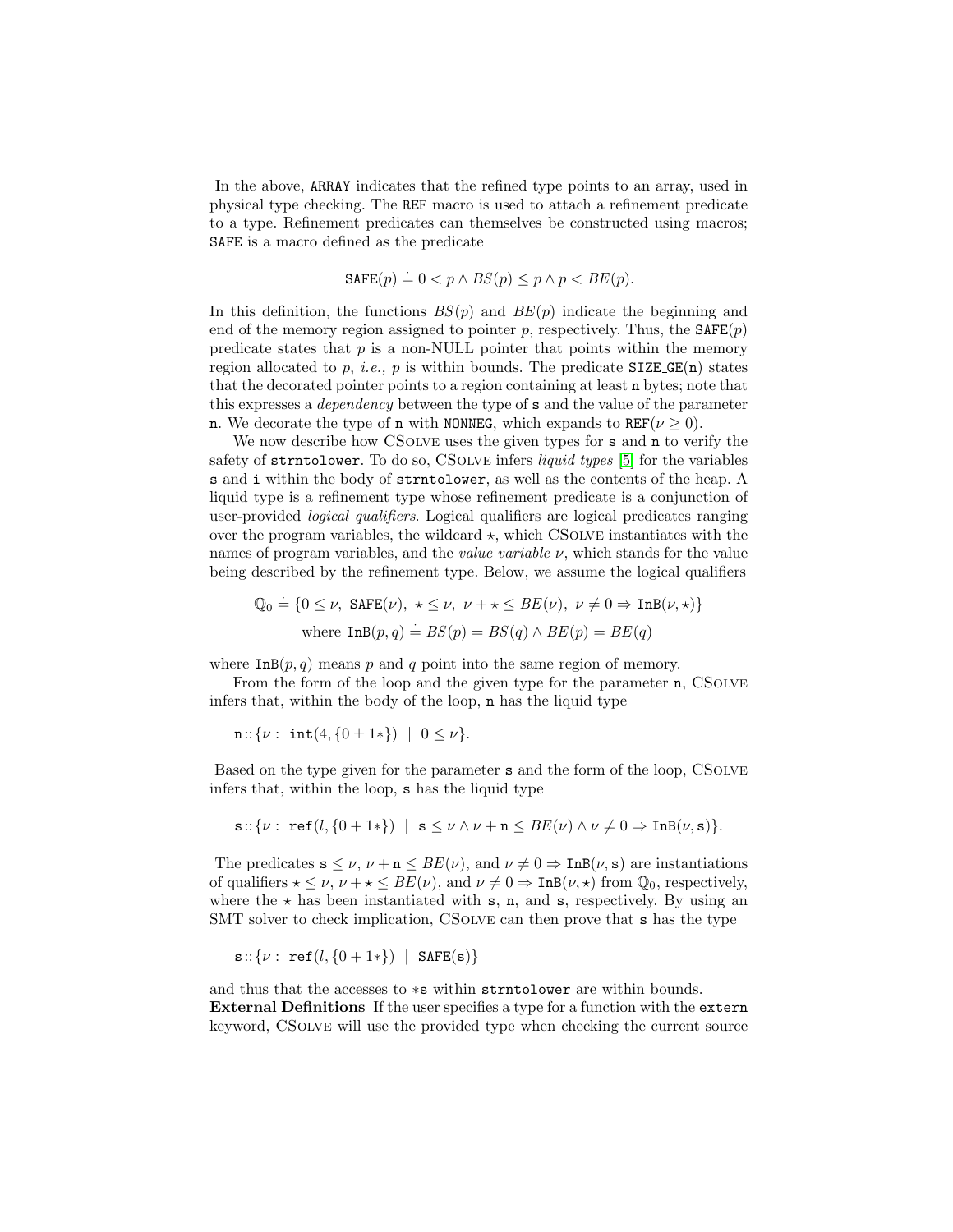In the above, `ARRAY` indicates that the refined type points to an array, used in physical type checking. The `REF` macro is used to attach a refinement predicate to a type. Refinement predicates can themselves be constructed using macros; `SAFE` is a macro defined as the predicate

$$\texttt{SAFE}(p) \doteq 0 < p \wedge BS(p) \leq p \wedge p < BE(p).$$

In this definition, the functions $BS(p)$ and $BE(p)$ indicate the beginning and end of the memory region assigned to pointer $p$, respectively. Thus, the $\texttt{SAFE}(p)$ predicate states that $p$ is a non-NULL pointer that points within the memory region allocated to $p$, *i.e.,* $p$ is within bounds. The predicate $\texttt{SIZE\_GE}(\texttt{n})$ states that the decorated pointer points to a region containing at least `n` bytes; note that this expresses a *dependency* between the type of `s` and the value of the parameter `n`. We decorate the type of `n` with `NONNEG`, which expands to $\texttt{REF}(\nu \geq 0)$.

We now describe how CSolve uses the given types for `s` and `n` to verify the safety of `strntolower`. To do so, CSolve infers *liquid types* [5] for the variables `s` and `i` within the body of `strntolower`, as well as the contents of the heap. A liquid type is a refinement type whose refinement predicate is a conjunction of user-provided *logical qualifiers*. Logical qualifiers are logical predicates ranging over the program variables, the wildcard $\star$, which CSolve instantiates with the names of program variables, and the *value variable* $\nu$, which stands for the value being described by the refinement type. Below, we assume the logical qualifiers

$$\mathbb{Q}_0 \doteq \{0 \leq \nu,\ \texttt{SAFE}(\nu),\ \star \leq \nu,\ \nu + \star \leq BE(\nu),\ \nu \neq 0 \Rightarrow \texttt{InB}(\nu, \star)\}$$
$$\text{where } \texttt{InB}(p, q) \doteq BS(p) = BS(q) \wedge BE(p) = BE(q)$$

where $\texttt{InB}(p, q)$ means $p$ and $q$ point into the same region of memory.

From the form of the loop and the given type for the parameter `n`, CSolve infers that, within the body of the loop, `n` has the liquid type

$$\texttt{n} :: \{\nu : \ \texttt{int}(4, \{0 \pm 1*\}) \ \mid \ 0 \leq \nu\}.$$

Based on the type given for the parameter `s` and the form of the loop, CSolve infers that, within the loop, `s` has the liquid type

$$\texttt{s} :: \{\nu : \ \texttt{ref}(l, \{0 + 1*\}) \ \mid \ \texttt{s} \leq \nu \wedge \nu + \texttt{n} \leq BE(\nu) \wedge \nu \neq 0 \Rightarrow \texttt{InB}(\nu, \texttt{s})\}.$$

The predicates $\texttt{s} \leq \nu$, $\nu + \texttt{n} \leq BE(\nu)$, and $\nu \neq 0 \Rightarrow \texttt{InB}(\nu, \texttt{s})$ are instantiations of qualifiers $\star \leq \nu$, $\nu + \star \leq BE(\nu)$, and $\nu \neq 0 \Rightarrow \texttt{InB}(\nu, \star)$ from $\mathbb{Q}_0$, respectively, where the $\star$ has been instantiated with `s`, `n`, and `s`, respectively. By using an SMT solver to check implication, CSolve can then prove that `s` has the type

$$\texttt{s} :: \{\nu : \ \texttt{ref}(l, \{0 + 1*\}) \ \mid \ \texttt{SAFE}(\texttt{s})\}$$

and thus that the accesses to `*s` within `strntolower` are within bounds.

**External Definitions** If the user specifies a type for a function with the `extern` keyword, CSolve will use the provided type when checking the current source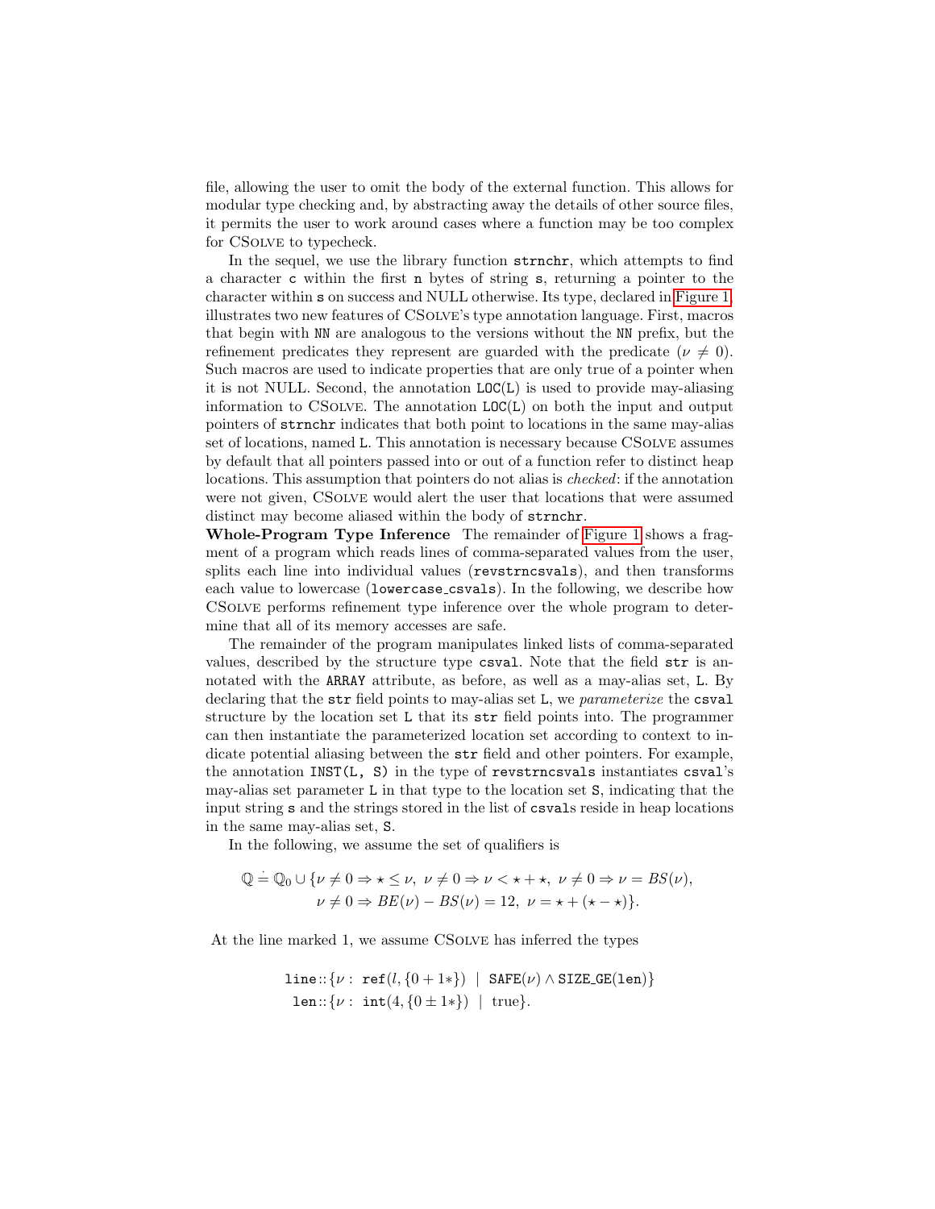file, allowing the user to omit the body of the external function. This allows for modular type checking and, by abstracting away the details of other source files, it permits the user to work around cases where a function may be too complex for CSolve to typecheck.

In the sequel, we use the library function `strnchr`, which attempts to find a character `c` within the first `n` bytes of string `s`, returning a pointer to the character within `s` on success and NULL otherwise. Its type, declared in Figure 1, illustrates two new features of CSolve's type annotation language. First, macros that begin with `NN` are analogous to the versions without the `NN` prefix, but the refinement predicates they represent are guarded with the predicate $(\nu \neq 0)$. Such macros are used to indicate properties that are only true of a pointer when it is not NULL. Second, the annotation `LOC(L)` is used to provide may-aliasing information to CSolve. The annotation `LOC(L)` on both the input and output pointers of `strnchr` indicates that both point to locations in the same may-alias set of locations, named `L`. This annotation is necessary because CSolve assumes by default that all pointers passed into or out of a function refer to distinct heap locations. This assumption that pointers do not alias is *checked*: if the annotation were not given, CSolve would alert the user that locations that were assumed distinct may become aliased within the body of `strnchr`.

**Whole-Program Type Inference** The remainder of Figure 1 shows a fragment of a program which reads lines of comma-separated values from the user, splits each line into individual values (`revstrncsvals`), and then transforms each value to lowercase (`lowercase_csvals`). In the following, we describe how CSolve performs refinement type inference over the whole program to determine that all of its memory accesses are safe.

The remainder of the program manipulates linked lists of comma-separated values, described by the structure type `csval`. Note that the field `str` is annotated with the `ARRAY` attribute, as before, as well as a may-alias set, `L`. By declaring that the `str` field points to may-alias set `L`, we *parameterize* the `csval` structure by the location set `L` that its `str` field points into. The programmer can then instantiate the parameterized location set according to context to indicate potential aliasing between the `str` field and other pointers. For example, the annotation `INST(L, S)` in the type of `revstrncsvals` instantiates `csval`'s may-alias set parameter `L` in that type to the location set `S`, indicating that the input string `s` and the strings stored in the list of `csval`s reside in heap locations in the same may-alias set, `S`.

In the following, we assume the set of qualifiers is

$$\mathbb{Q} \doteq \mathbb{Q}_0 \cup \{\nu \neq 0 \Rightarrow \star \leq \nu,\ \nu \neq 0 \Rightarrow \nu < \star + \star,\ \nu \neq 0 \Rightarrow \nu = BS(\nu),$$
$$\nu \neq 0 \Rightarrow BE(\nu) - BS(\nu) = 12,\ \nu = \star + (\star - \star)\}.$$

At the line marked 1, we assume CSolve has inferred the types

$$\texttt{line} :: \{\nu :\ \texttt{ref}(l, \{0 + 1*\}) \ \mid\ \texttt{SAFE}(\nu) \wedge \texttt{SIZE\_GE}(\texttt{len})\}$$
$$\texttt{len} :: \{\nu :\ \texttt{int}(4, \{0 \pm 1*\}) \ \mid\ \text{true}\}.$$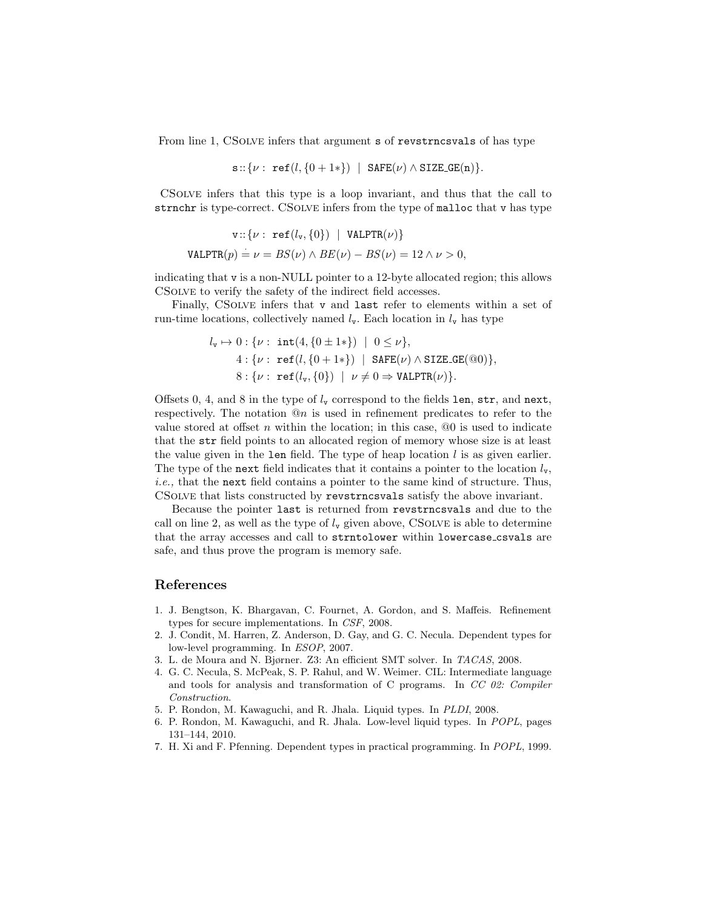From line 1, CSolve infers that argument `s` of `revstrncsvals` of has type

$$\texttt{s} :: \{\nu : \ \texttt{ref}(l, \{0 + 1*\}) \ \mid \ \texttt{SAFE}(\nu) \wedge \texttt{SIZE\_GE}(\texttt{n})\}.$$

CSolve infers that this type is a loop invariant, and thus that the call to `strnchr` is type-correct. CSolve infers from the type of `malloc` that `v` has type

$$\texttt{v} :: \{\nu : \ \texttt{ref}(l_{\texttt{v}}, \{0\}) \ \mid \ \texttt{VALPTR}(\nu)\}$$

$$\texttt{VALPTR}(p) \doteq \nu = BS(\nu) \wedge BE(\nu) - BS(\nu) = 12 \wedge \nu > 0,$$

indicating that `v` is a non-NULL pointer to a 12-byte allocated region; this allows CSolve to verify the safety of the indirect field accesses.

Finally, CSolve infers that `v` and `last` refer to elements within a set of run-time locations, collectively named $l_{\texttt{v}}$. Each location in $l_{\texttt{v}}$ has type

$$\begin{aligned} l_{\texttt{v}} \mapsto 0 &: \{\nu : \ \texttt{int}(4, \{0 \pm 1*\}) \ \mid \ 0 \leq \nu\}, \\ 4 &: \{\nu : \ \texttt{ref}(l, \{0 + 1*\}) \ \mid \ \texttt{SAFE}(\nu) \wedge \texttt{SIZE\_GE}(@0)\}, \\ 8 &: \{\nu : \ \texttt{ref}(l_{\texttt{v}}, \{0\}) \ \mid \ \nu \neq 0 \Rightarrow \texttt{VALPTR}(\nu)\}. \end{aligned}$$

Offsets 0, 4, and 8 in the type of $l_{\texttt{v}}$ correspond to the fields `len`, `str`, and `next`, respectively. The notation $@n$ is used in refinement predicates to refer to the value stored at offset $n$ within the location; in this case, @0 is used to indicate that the `str` field points to an allocated region of memory whose size is at least the value given in the `len` field. The type of heap location $l$ is as given earlier. The type of the `next` field indicates that it contains a pointer to the location $l_{\texttt{v}}$, *i.e.,* that the `next` field contains a pointer to the same kind of structure. Thus, CSolve that lists constructed by `revstrncsvals` satisfy the above invariant.

Because the pointer `last` is returned from `revstrncsvals` and due to the call on line 2, as well as the type of $l_{\texttt{v}}$ given above, CSolve is able to determine that the array accesses and call to `strntolower` within `lowercase_csvals` are safe, and thus prove the program is memory safe.

## References

1. J. Bengtson, K. Bhargavan, C. Fournet, A. Gordon, and S. Maffeis. Refinement types for secure implementations. In *CSF*, 2008.
2. J. Condit, M. Harren, Z. Anderson, D. Gay, and G. C. Necula. Dependent types for low-level programming. In *ESOP*, 2007.
3. L. de Moura and N. Bjørner. Z3: An efficient SMT solver. In *TACAS*, 2008.
4. G. C. Necula, S. McPeak, S. P. Rahul, and W. Weimer. CIL: Intermediate language and tools for analysis and transformation of C programs. In *CC 02: Compiler Construction.*
5. P. Rondon, M. Kawaguchi, and R. Jhala. Liquid types. In *PLDI*, 2008.
6. P. Rondon, M. Kawaguchi, and R. Jhala. Low-level liquid types. In *POPL*, pages 131–144, 2010.
7. H. Xi and F. Pfenning. Dependent types in practical programming. In *POPL*, 1999.